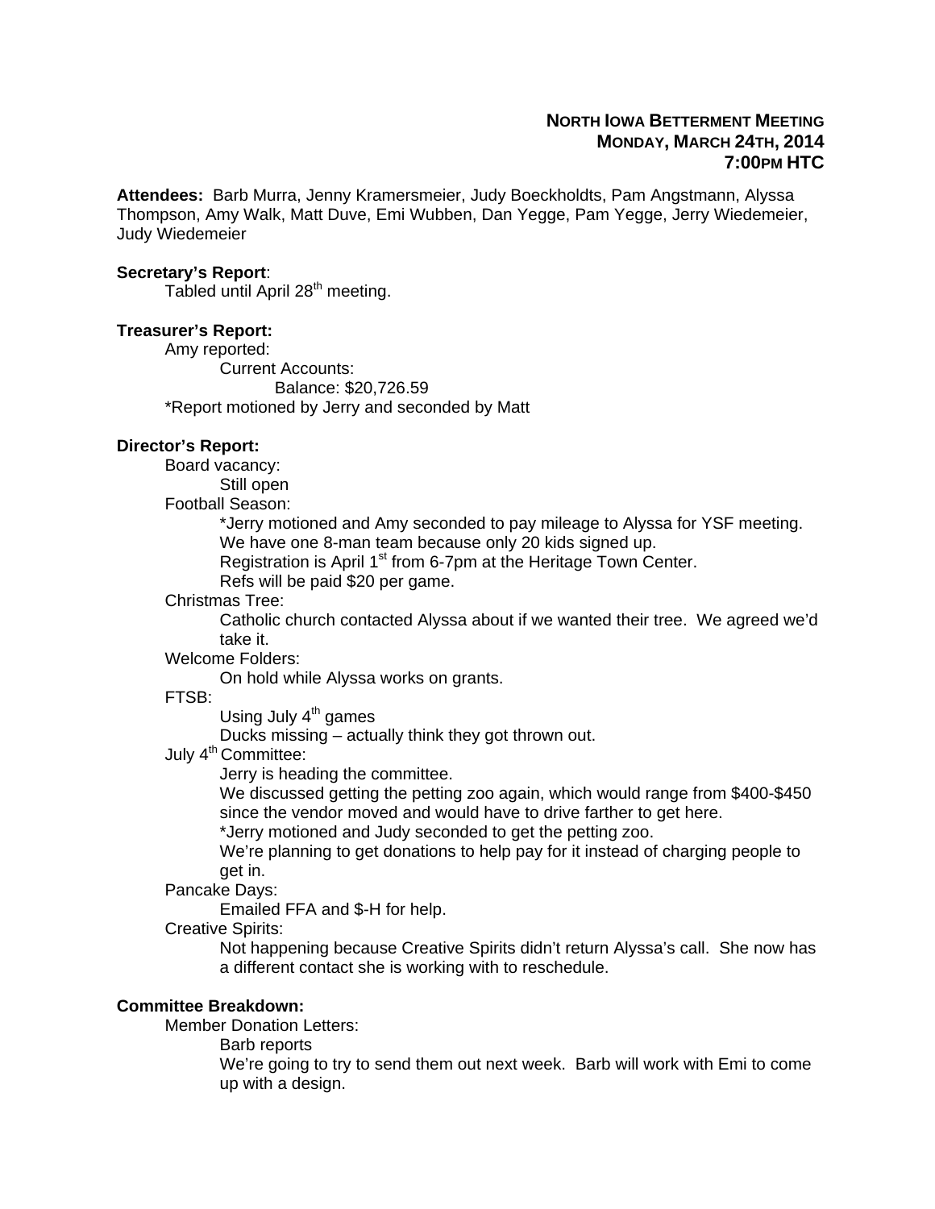**NORTH IOWA BETTERMENT MEETING**
**MONDAY, MARCH 24TH, 2014**
**7:00PM HTC**

**Attendees:** Barb Murra, Jenny Kramersmeier, Judy Boeckholdts, Pam Angstmann, Alyssa Thompson, Amy Walk, Matt Duve, Emi Wubben, Dan Yegge, Pam Yegge, Jerry Wiedemeier, Judy Wiedemeier

**Secretary's Report**:

Tabled until April 28th meeting.

**Treasurer's Report:**

Amy reported:

- Current Accounts:
  - Balance: $20,726.59

*Report motioned by Jerry and seconded by Matt

**Director's Report:**

Board vacancy:

- Still open

Football Season:

- *Jerry motioned and Amy seconded to pay mileage to Alyssa for YSF meeting.
- We have one 8-man team because only 20 kids signed up.
- Registration is April 1st from 6-7pm at the Heritage Town Center.
- Refs will be paid $20 per game.

Christmas Tree:

- Catholic church contacted Alyssa about if we wanted their tree. We agreed we'd take it.

Welcome Folders:

- On hold while Alyssa works on grants.

FTSB:

- Using July 4th games
- Ducks missing – actually think they got thrown out.

July 4th Committee:

- Jerry is heading the committee.
- We discussed getting the petting zoo again, which would range from $400-$450 since the vendor moved and would have to drive farther to get here.
- *Jerry motioned and Judy seconded to get the petting zoo.
- We're planning to get donations to help pay for it instead of charging people to get in.

Pancake Days:

- Emailed FFA and $-H for help.

Creative Spirits:

- Not happening because Creative Spirits didn't return Alyssa's call. She now has a different contact she is working with to reschedule.

**Committee Breakdown:**

Member Donation Letters:

- Barb reports
- We're going to try to send them out next week. Barb will work with Emi to come up with a design.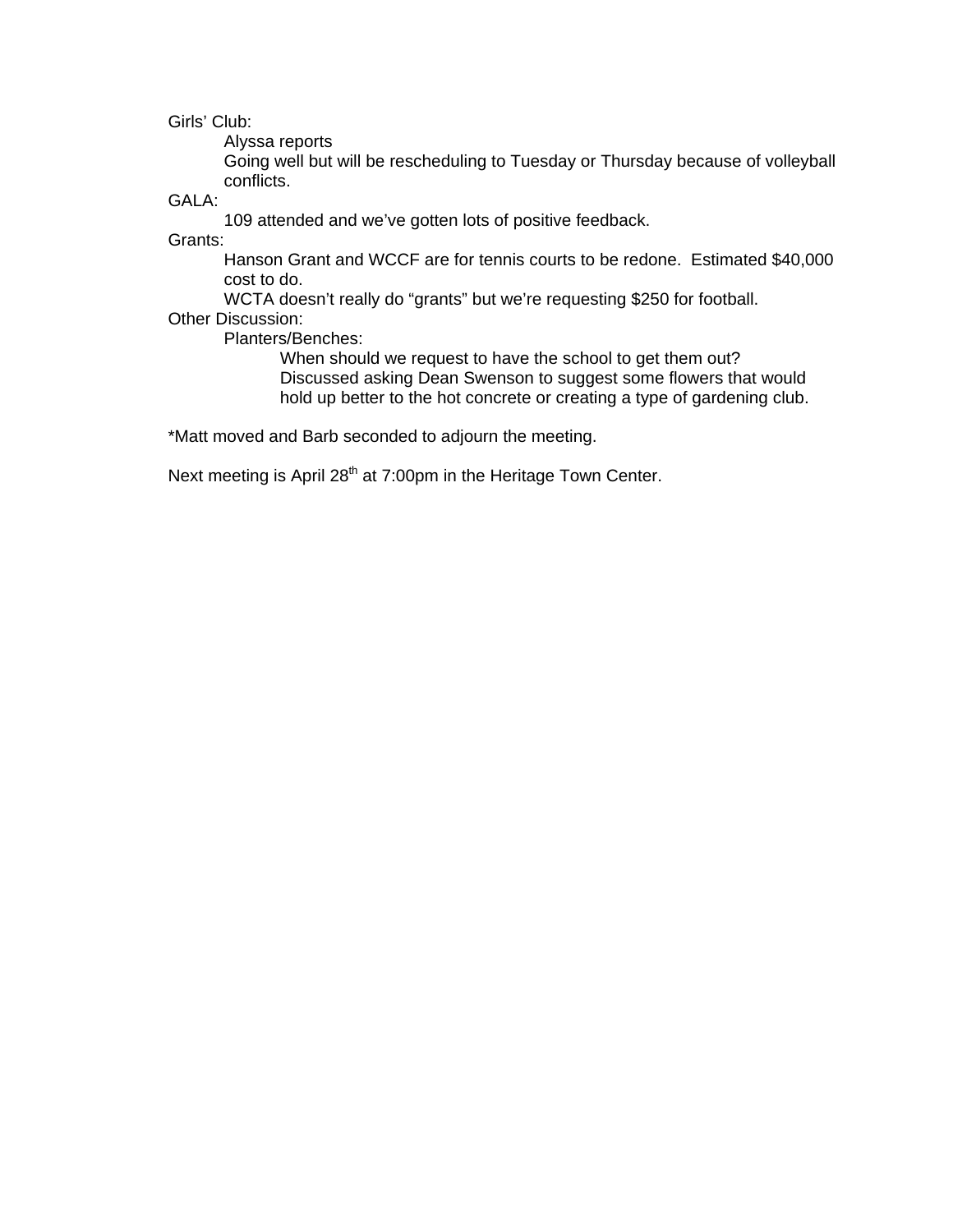Girls' Club:

- Alyssa reports
- Going well but will be rescheduling to Tuesday or Thursday because of volleyball conflicts.

GALA:

- 109 attended and we've gotten lots of positive feedback.

Grants:

- Hanson Grant and WCCF are for tennis courts to be redone. Estimated $40,000 cost to do.
- WCTA doesn't really do "grants" but we're requesting $250 for football.

Other Discussion:

- Planters/Benches:
  - When should we request to have the school to get them out?
  - Discussed asking Dean Swenson to suggest some flowers that would hold up better to the hot concrete or creating a type of gardening club.

*Matt moved and Barb seconded to adjourn the meeting.

Next meeting is April 28th at 7:00pm in the Heritage Town Center.